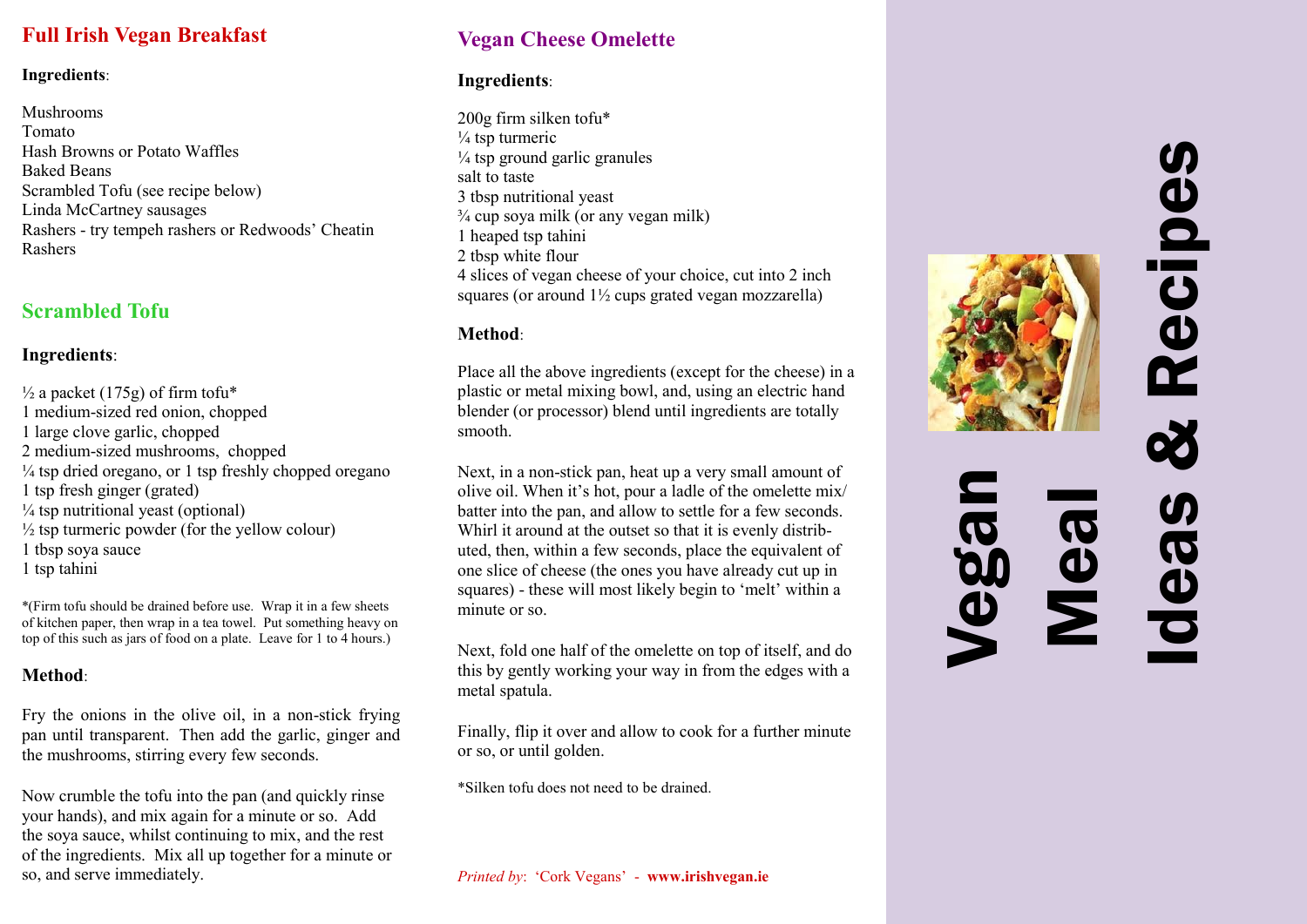## Full Irish Vegan Breakfast

**Ingredients**:

Mushrooms
Tomato
Hash Browns or Potato Waffles
Baked Beans
Scrambled Tofu (see recipe below)
Linda McCartney sausages
Rashers - try tempeh rashers or Redwoods' Cheatin Rashers

## Scrambled Tofu

**Ingredients**:

½ a packet (175g) of firm tofu*
1 medium-sized red onion, chopped
1 large clove garlic, chopped
2 medium-sized mushrooms, chopped
¼ tsp dried oregano, or 1 tsp freshly chopped oregano
1 tsp fresh ginger (grated)
¼ tsp nutritional yeast (optional)
½ tsp turmeric powder (for the yellow colour)
1 tbsp soya sauce
1 tsp tahini

*(Firm tofu should be drained before use. Wrap it in a few sheets of kitchen paper, then wrap in a tea towel. Put something heavy on top of this such as jars of food on a plate. Leave for 1 to 4 hours.)

**Method**:

Fry the onions in the olive oil, in a non-stick frying pan until transparent. Then add the garlic, ginger and the mushrooms, stirring every few seconds.

Now crumble the tofu into the pan (and quickly rinse your hands), and mix again for a minute or so. Add the soya sauce, whilst continuing to mix, and the rest of the ingredients. Mix all up together for a minute or so, and serve immediately.

## Vegan Cheese Omelette

**Ingredients**:

200g firm silken tofu*
¼ tsp turmeric
¼ tsp ground garlic granules
salt to taste
3 tbsp nutritional yeast
¾ cup soya milk (or any vegan milk)
1 heaped tsp tahini
2 tbsp white flour
4 slices of vegan cheese of your choice, cut into 2 inch squares (or around 1½ cups grated vegan mozzarella)

**Method**:

Place all the above ingredients (except for the cheese) in a plastic or metal mixing bowl, and, using an electric hand blender (or processor) blend until ingredients are totally smooth.

Next, in a non-stick pan, heat up a very small amount of olive oil. When it's hot, pour a ladle of the omelette mix/ batter into the pan, and allow to settle for a few seconds. Whirl it around at the outset so that it is evenly distributed, then, within a few seconds, place the equivalent of one slice of cheese (the ones you have already cut up in squares) - these will most likely begin to 'melt' within a minute or so.

Next, fold one half of the omelette on top of itself, and do this by gently working your way in from the edges with a metal spatula.

Finally, flip it over and allow to cook for a further minute or so, or until golden.

*Silken tofu does not need to be drained.

*Printed by*: 'Cork Vegans' - **www.irishvegan.ie**

# Vegan Meal Ideas & Recipes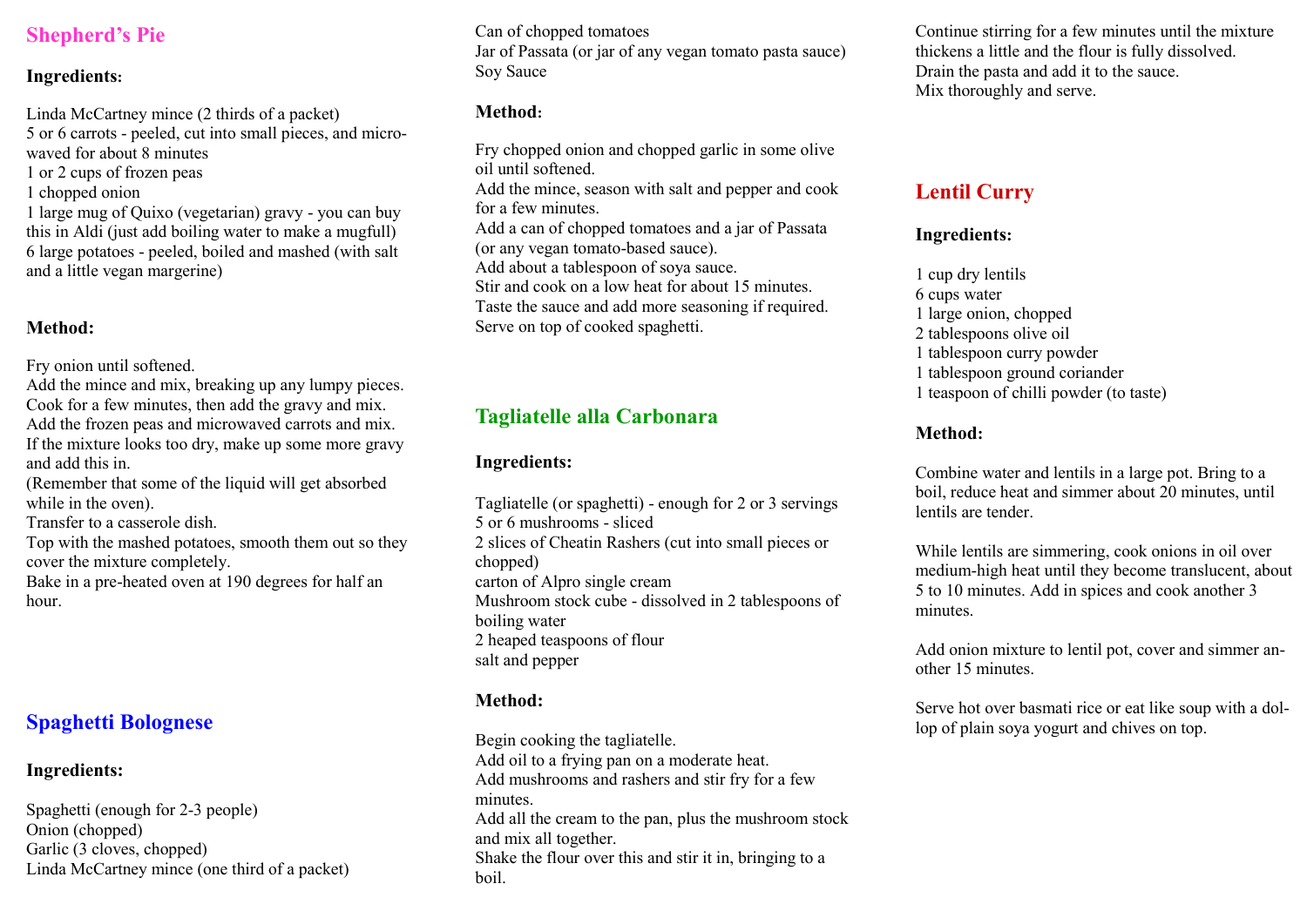## Shepherd's Pie

**Ingredients:**

Linda McCartney mince (2 thirds of a packet)
5 or 6 carrots - peeled, cut into small pieces, and microwaved for about 8 minutes
1 or 2 cups of frozen peas
1 chopped onion
1 large mug of Quixo (vegetarian) gravy - you can buy this in Aldi (just add boiling water to make a mugfull)
6 large potatoes - peeled, boiled and mashed (with salt and a little vegan margerine)

**Method:**

Fry onion until softened.
Add the mince and mix, breaking up any lumpy pieces.
Cook for a few minutes, then add the gravy and mix.
Add the frozen peas and microwaved carrots and mix.
If the mixture looks too dry, make up some more gravy and add this in.
(Remember that some of the liquid will get absorbed while in the oven).
Transfer to a casserole dish.
Top with the mashed potatoes, smooth them out so they cover the mixture completely.
Bake in a pre-heated oven at 190 degrees for half an hour.

## Spaghetti Bolognese

**Ingredients:**

Spaghetti (enough for 2-3 people)
Onion (chopped)
Garlic (3 cloves, chopped)
Linda McCartney mince (one third of a packet)
Can of chopped tomatoes
Jar of Passata (or jar of any vegan tomato pasta sauce)
Soy Sauce

**Method:**

Fry chopped onion and chopped garlic in some olive oil until softened.
Add the mince, season with salt and pepper and cook for a few minutes.
Add a can of chopped tomatoes and a jar of Passata (or any vegan tomato-based sauce).
Add about a tablespoon of soya sauce.
Stir and cook on a low heat for about 15 minutes.
Taste the sauce and add more seasoning if required.
Serve on top of cooked spaghetti.

## Tagliatelle alla Carbonara

**Ingredients:**

Tagliatelle (or spaghetti) - enough for 2 or 3 servings
5 or 6 mushrooms - sliced
2 slices of Cheatin Rashers (cut into small pieces or chopped)
carton of Alpro single cream
Mushroom stock cube - dissolved in 2 tablespoons of boiling water
2 heaped teaspoons of flour
salt and pepper

**Method:**

Begin cooking the tagliatelle.
Add oil to a frying pan on a moderate heat.
Add mushrooms and rashers and stir fry for a few minutes.
Add all the cream to the pan, plus the mushroom stock and mix all together.
Shake the flour over this and stir it in, bringing to a boil.
Continue stirring for a few minutes until the mixture thickens a little and the flour is fully dissolved.
Drain the pasta and add it to the sauce.
Mix thoroughly and serve.

## Lentil Curry

**Ingredients:**

1 cup dry lentils
6 cups water
1 large onion, chopped
2 tablespoons olive oil
1 tablespoon curry powder
1 tablespoon ground coriander
1 teaspoon of chilli powder (to taste)

**Method:**

Combine water and lentils in a large pot. Bring to a boil, reduce heat and simmer about 20 minutes, until lentils are tender.

While lentils are simmering, cook onions in oil over medium-high heat until they become translucent, about 5 to 10 minutes. Add in spices and cook another 3 minutes.

Add onion mixture to lentil pot, cover and simmer another 15 minutes.

Serve hot over basmati rice or eat like soup with a dollop of plain soya yogurt and chives on top.